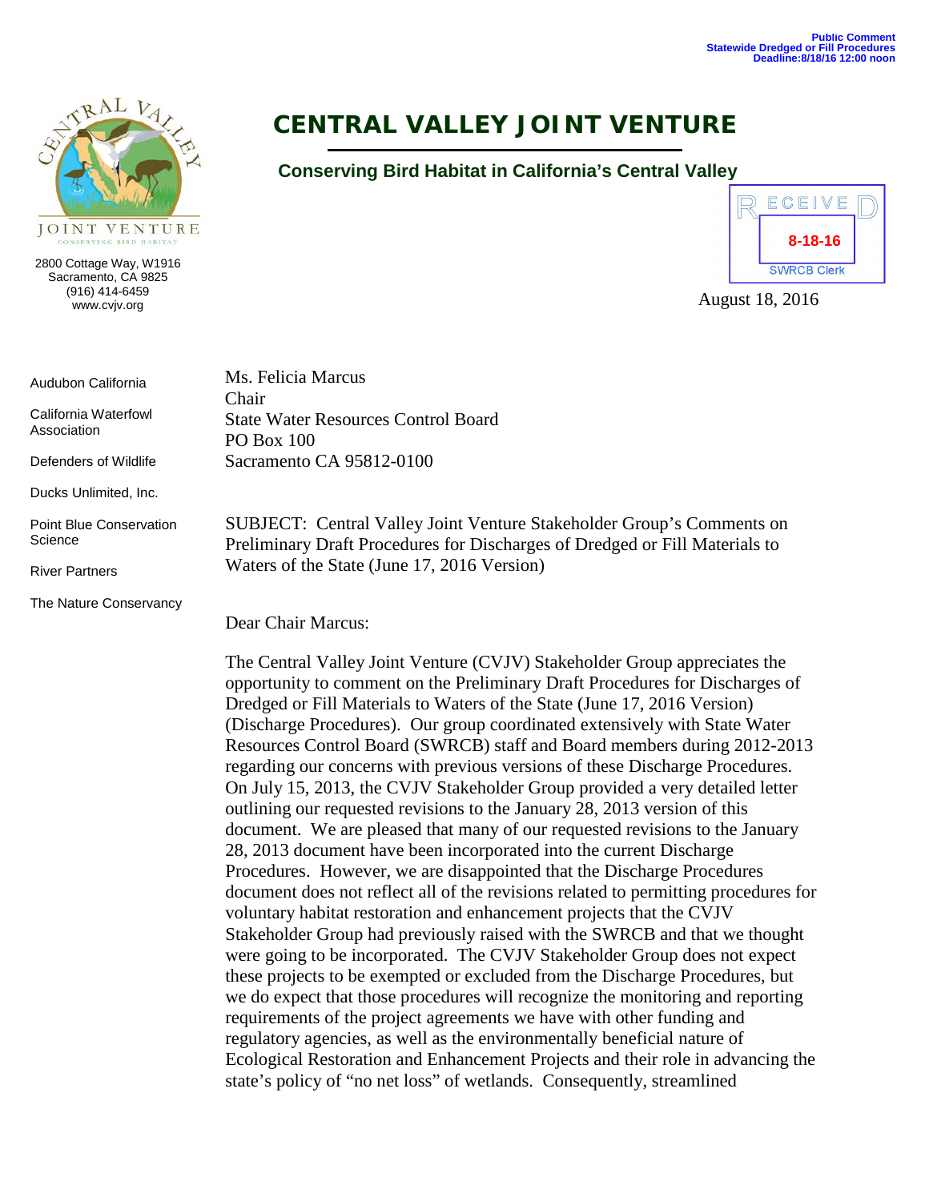Public Comment
Statewide Dredged or Fill Procedures
Deadline:8/18/16 12:00 noon

# CENTRAL VALLEY JOINT VENTURE

**Conserving Bird Habitat in California's Central Valley**

CENTRAL VALLEY JOINT VENTURE
CONSERVING BIRD HABITAT

2800 Cottage Way, W1916
Sacramento, CA 9825
(916) 414-6459
www.cvjv.org

RECEIVED
8-18-16
SWRCB Clerk

August 18, 2016

Audubon California

California Waterfowl Association

Defenders of Wildlife

Ducks Unlimited, Inc.

Point Blue Conservation Science

River Partners

The Nature Conservancy

Ms. Felicia Marcus
Chair
State Water Resources Control Board
PO Box 100
Sacramento CA 95812-0100

SUBJECT: Central Valley Joint Venture Stakeholder Group's Comments on Preliminary Draft Procedures for Discharges of Dredged or Fill Materials to Waters of the State (June 17, 2016 Version)

Dear Chair Marcus:

The Central Valley Joint Venture (CVJV) Stakeholder Group appreciates the opportunity to comment on the Preliminary Draft Procedures for Discharges of Dredged or Fill Materials to Waters of the State (June 17, 2016 Version) (Discharge Procedures). Our group coordinated extensively with State Water Resources Control Board (SWRCB) staff and Board members during 2012-2013 regarding our concerns with previous versions of these Discharge Procedures. On July 15, 2013, the CVJV Stakeholder Group provided a very detailed letter outlining our requested revisions to the January 28, 2013 version of this document. We are pleased that many of our requested revisions to the January 28, 2013 document have been incorporated into the current Discharge Procedures. However, we are disappointed that the Discharge Procedures document does not reflect all of the revisions related to permitting procedures for voluntary habitat restoration and enhancement projects that the CVJV Stakeholder Group had previously raised with the SWRCB and that we thought were going to be incorporated. The CVJV Stakeholder Group does not expect these projects to be exempted or excluded from the Discharge Procedures, but we do expect that those procedures will recognize the monitoring and reporting requirements of the project agreements we have with other funding and regulatory agencies, as well as the environmentally beneficial nature of Ecological Restoration and Enhancement Projects and their role in advancing the state's policy of "no net loss" of wetlands. Consequently, streamlined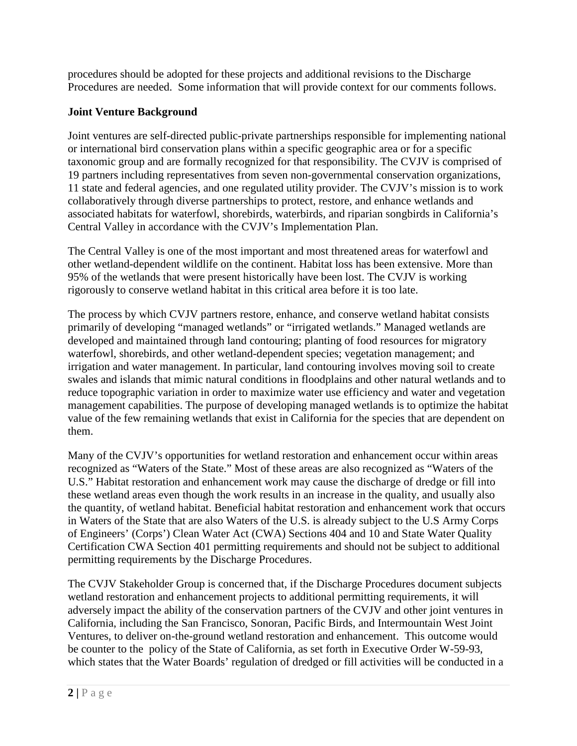procedures should be adopted for these projects and additional revisions to the Discharge Procedures are needed. Some information that will provide context for our comments follows.

**Joint Venture Background**

Joint ventures are self-directed public-private partnerships responsible for implementing national or international bird conservation plans within a specific geographic area or for a specific taxonomic group and are formally recognized for that responsibility. The CVJV is comprised of 19 partners including representatives from seven non-governmental conservation organizations, 11 state and federal agencies, and one regulated utility provider. The CVJV's mission is to work collaboratively through diverse partnerships to protect, restore, and enhance wetlands and associated habitats for waterfowl, shorebirds, waterbirds, and riparian songbirds in California's Central Valley in accordance with the CVJV's Implementation Plan.

The Central Valley is one of the most important and most threatened areas for waterfowl and other wetland-dependent wildlife on the continent. Habitat loss has been extensive. More than 95% of the wetlands that were present historically have been lost. The CVJV is working rigorously to conserve wetland habitat in this critical area before it is too late.

The process by which CVJV partners restore, enhance, and conserve wetland habitat consists primarily of developing "managed wetlands" or "irrigated wetlands." Managed wetlands are developed and maintained through land contouring; planting of food resources for migratory waterfowl, shorebirds, and other wetland-dependent species; vegetation management; and irrigation and water management. In particular, land contouring involves moving soil to create swales and islands that mimic natural conditions in floodplains and other natural wetlands and to reduce topographic variation in order to maximize water use efficiency and water and vegetation management capabilities. The purpose of developing managed wetlands is to optimize the habitat value of the few remaining wetlands that exist in California for the species that are dependent on them.

Many of the CVJV's opportunities for wetland restoration and enhancement occur within areas recognized as "Waters of the State." Most of these areas are also recognized as "Waters of the U.S." Habitat restoration and enhancement work may cause the discharge of dredge or fill into these wetland areas even though the work results in an increase in the quality, and usually also the quantity, of wetland habitat. Beneficial habitat restoration and enhancement work that occurs in Waters of the State that are also Waters of the U.S. is already subject to the U.S Army Corps of Engineers' (Corps') Clean Water Act (CWA) Sections 404 and 10 and State Water Quality Certification CWA Section 401 permitting requirements and should not be subject to additional permitting requirements by the Discharge Procedures.

The CVJV Stakeholder Group is concerned that, if the Discharge Procedures document subjects wetland restoration and enhancement projects to additional permitting requirements, it will adversely impact the ability of the conservation partners of the CVJV and other joint ventures in California, including the San Francisco, Sonoran, Pacific Birds, and Intermountain West Joint Ventures, to deliver on-the-ground wetland restoration and enhancement. This outcome would be counter to the policy of the State of California, as set forth in Executive Order W-59-93, which states that the Water Boards' regulation of dredged or fill activities will be conducted in a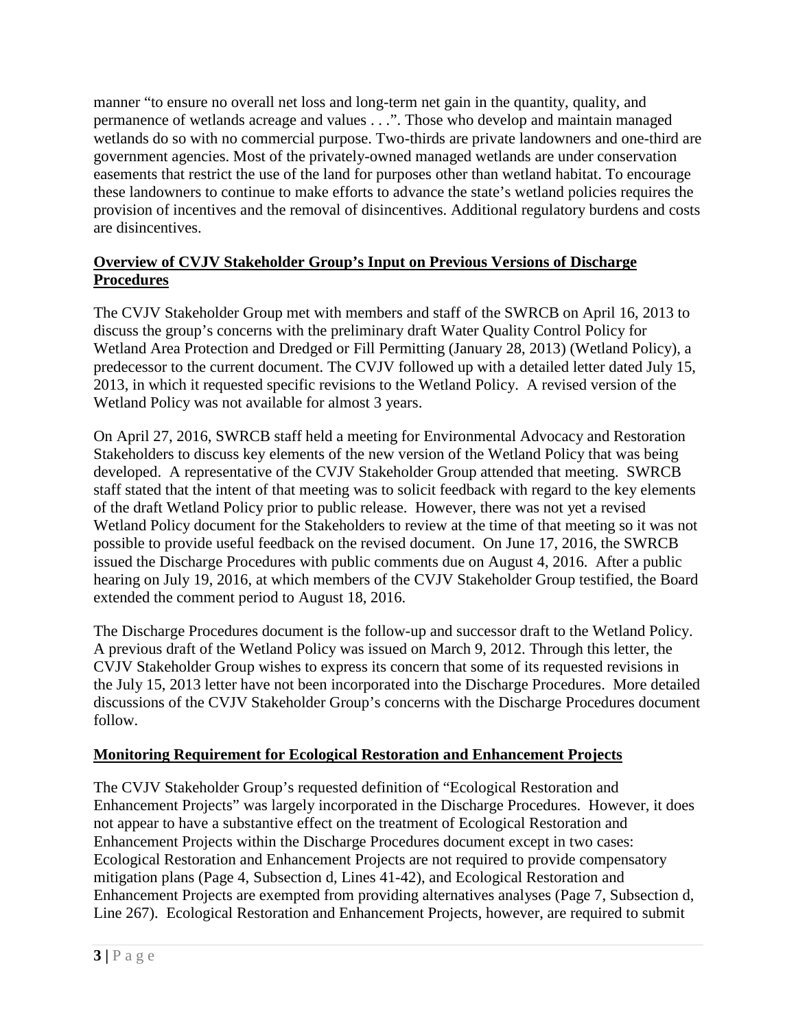manner "to ensure no overall net loss and long-term net gain in the quantity, quality, and permanence of wetlands acreage and values . . .". Those who develop and maintain managed wetlands do so with no commercial purpose. Two-thirds are private landowners and one-third are government agencies. Most of the privately-owned managed wetlands are under conservation easements that restrict the use of the land for purposes other than wetland habitat. To encourage these landowners to continue to make efforts to advance the state's wetland policies requires the provision of incentives and the removal of disincentives. Additional regulatory burdens and costs are disincentives.

**Overview of CVJV Stakeholder Group's Input on Previous Versions of Discharge Procedures**

The CVJV Stakeholder Group met with members and staff of the SWRCB on April 16, 2013 to discuss the group's concerns with the preliminary draft Water Quality Control Policy for Wetland Area Protection and Dredged or Fill Permitting (January 28, 2013) (Wetland Policy), a predecessor to the current document. The CVJV followed up with a detailed letter dated July 15, 2013, in which it requested specific revisions to the Wetland Policy. A revised version of the Wetland Policy was not available for almost 3 years.

On April 27, 2016, SWRCB staff held a meeting for Environmental Advocacy and Restoration Stakeholders to discuss key elements of the new version of the Wetland Policy that was being developed. A representative of the CVJV Stakeholder Group attended that meeting. SWRCB staff stated that the intent of that meeting was to solicit feedback with regard to the key elements of the draft Wetland Policy prior to public release. However, there was not yet a revised Wetland Policy document for the Stakeholders to review at the time of that meeting so it was not possible to provide useful feedback on the revised document. On June 17, 2016, the SWRCB issued the Discharge Procedures with public comments due on August 4, 2016. After a public hearing on July 19, 2016, at which members of the CVJV Stakeholder Group testified, the Board extended the comment period to August 18, 2016.

The Discharge Procedures document is the follow-up and successor draft to the Wetland Policy. A previous draft of the Wetland Policy was issued on March 9, 2012. Through this letter, the CVJV Stakeholder Group wishes to express its concern that some of its requested revisions in the July 15, 2013 letter have not been incorporated into the Discharge Procedures. More detailed discussions of the CVJV Stakeholder Group's concerns with the Discharge Procedures document follow.

**Monitoring Requirement for Ecological Restoration and Enhancement Projects**

The CVJV Stakeholder Group's requested definition of "Ecological Restoration and Enhancement Projects" was largely incorporated in the Discharge Procedures. However, it does not appear to have a substantive effect on the treatment of Ecological Restoration and Enhancement Projects within the Discharge Procedures document except in two cases: Ecological Restoration and Enhancement Projects are not required to provide compensatory mitigation plans (Page 4, Subsection d, Lines 41-42), and Ecological Restoration and Enhancement Projects are exempted from providing alternatives analyses (Page 7, Subsection d, Line 267). Ecological Restoration and Enhancement Projects, however, are required to submit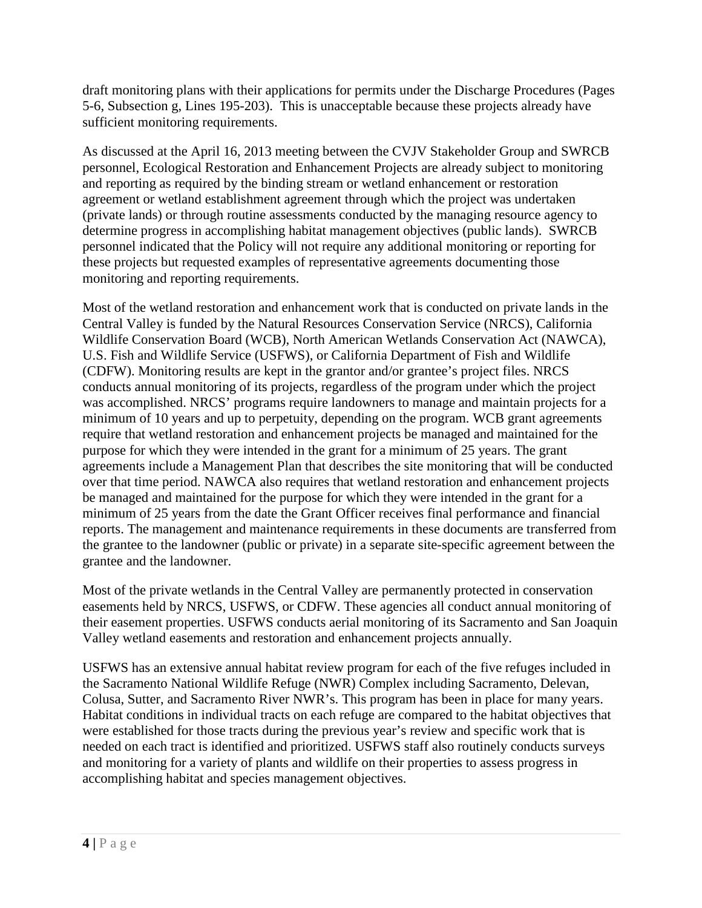draft monitoring plans with their applications for permits under the Discharge Procedures (Pages 5-6, Subsection g, Lines 195-203). This is unacceptable because these projects already have sufficient monitoring requirements.

As discussed at the April 16, 2013 meeting between the CVJV Stakeholder Group and SWRCB personnel, Ecological Restoration and Enhancement Projects are already subject to monitoring and reporting as required by the binding stream or wetland enhancement or restoration agreement or wetland establishment agreement through which the project was undertaken (private lands) or through routine assessments conducted by the managing resource agency to determine progress in accomplishing habitat management objectives (public lands). SWRCB personnel indicated that the Policy will not require any additional monitoring or reporting for these projects but requested examples of representative agreements documenting those monitoring and reporting requirements.

Most of the wetland restoration and enhancement work that is conducted on private lands in the Central Valley is funded by the Natural Resources Conservation Service (NRCS), California Wildlife Conservation Board (WCB), North American Wetlands Conservation Act (NAWCA), U.S. Fish and Wildlife Service (USFWS), or California Department of Fish and Wildlife (CDFW). Monitoring results are kept in the grantor and/or grantee's project files. NRCS conducts annual monitoring of its projects, regardless of the program under which the project was accomplished. NRCS' programs require landowners to manage and maintain projects for a minimum of 10 years and up to perpetuity, depending on the program. WCB grant agreements require that wetland restoration and enhancement projects be managed and maintained for the purpose for which they were intended in the grant for a minimum of 25 years. The grant agreements include a Management Plan that describes the site monitoring that will be conducted over that time period. NAWCA also requires that wetland restoration and enhancement projects be managed and maintained for the purpose for which they were intended in the grant for a minimum of 25 years from the date the Grant Officer receives final performance and financial reports. The management and maintenance requirements in these documents are transferred from the grantee to the landowner (public or private) in a separate site-specific agreement between the grantee and the landowner.

Most of the private wetlands in the Central Valley are permanently protected in conservation easements held by NRCS, USFWS, or CDFW. These agencies all conduct annual monitoring of their easement properties. USFWS conducts aerial monitoring of its Sacramento and San Joaquin Valley wetland easements and restoration and enhancement projects annually.

USFWS has an extensive annual habitat review program for each of the five refuges included in the Sacramento National Wildlife Refuge (NWR) Complex including Sacramento, Delevan, Colusa, Sutter, and Sacramento River NWR's. This program has been in place for many years. Habitat conditions in individual tracts on each refuge are compared to the habitat objectives that were established for those tracts during the previous year's review and specific work that is needed on each tract is identified and prioritized. USFWS staff also routinely conducts surveys and monitoring for a variety of plants and wildlife on their properties to assess progress in accomplishing habitat and species management objectives.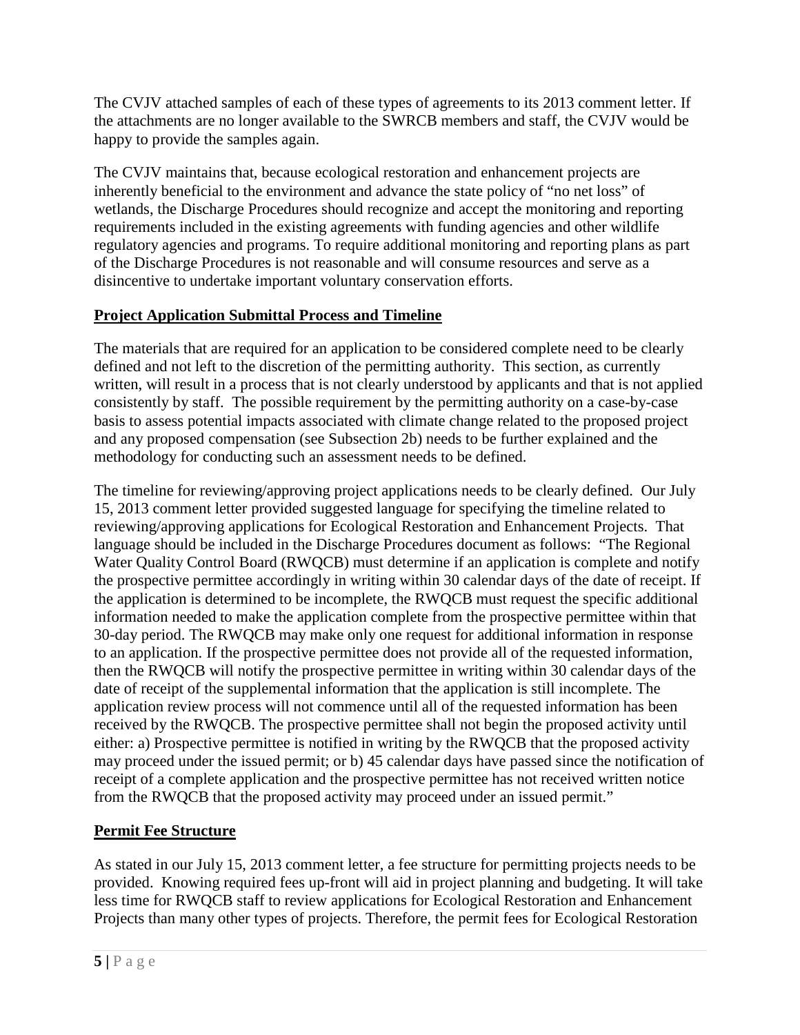The CVJV attached samples of each of these types of agreements to its 2013 comment letter. If the attachments are no longer available to the SWRCB members and staff, the CVJV would be happy to provide the samples again.

The CVJV maintains that, because ecological restoration and enhancement projects are inherently beneficial to the environment and advance the state policy of "no net loss" of wetlands, the Discharge Procedures should recognize and accept the monitoring and reporting requirements included in the existing agreements with funding agencies and other wildlife regulatory agencies and programs. To require additional monitoring and reporting plans as part of the Discharge Procedures is not reasonable and will consume resources and serve as a disincentive to undertake important voluntary conservation efforts.

**Project Application Submittal Process and Timeline**

The materials that are required for an application to be considered complete need to be clearly defined and not left to the discretion of the permitting authority. This section, as currently written, will result in a process that is not clearly understood by applicants and that is not applied consistently by staff. The possible requirement by the permitting authority on a case-by-case basis to assess potential impacts associated with climate change related to the proposed project and any proposed compensation (see Subsection 2b) needs to be further explained and the methodology for conducting such an assessment needs to be defined.

The timeline for reviewing/approving project applications needs to be clearly defined. Our July 15, 2013 comment letter provided suggested language for specifying the timeline related to reviewing/approving applications for Ecological Restoration and Enhancement Projects. That language should be included in the Discharge Procedures document as follows: "The Regional Water Quality Control Board (RWQCB) must determine if an application is complete and notify the prospective permittee accordingly in writing within 30 calendar days of the date of receipt. If the application is determined to be incomplete, the RWQCB must request the specific additional information needed to make the application complete from the prospective permittee within that 30-day period. The RWQCB may make only one request for additional information in response to an application. If the prospective permittee does not provide all of the requested information, then the RWQCB will notify the prospective permittee in writing within 30 calendar days of the date of receipt of the supplemental information that the application is still incomplete. The application review process will not commence until all of the requested information has been received by the RWQCB. The prospective permittee shall not begin the proposed activity until either: a) Prospective permittee is notified in writing by the RWQCB that the proposed activity may proceed under the issued permit; or b) 45 calendar days have passed since the notification of receipt of a complete application and the prospective permittee has not received written notice from the RWQCB that the proposed activity may proceed under an issued permit."

**Permit Fee Structure**

As stated in our July 15, 2013 comment letter, a fee structure for permitting projects needs to be provided. Knowing required fees up-front will aid in project planning and budgeting. It will take less time for RWQCB staff to review applications for Ecological Restoration and Enhancement Projects than many other types of projects. Therefore, the permit fees for Ecological Restoration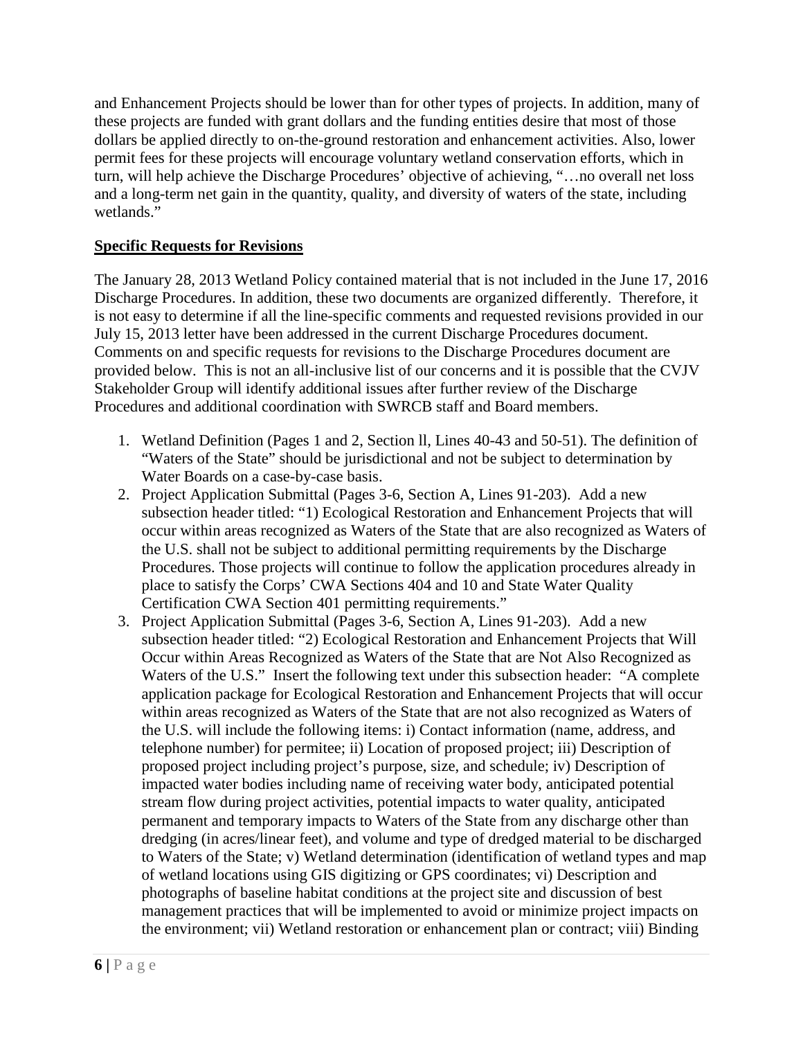and Enhancement Projects should be lower than for other types of projects. In addition, many of these projects are funded with grant dollars and the funding entities desire that most of those dollars be applied directly to on-the-ground restoration and enhancement activities. Also, lower permit fees for these projects will encourage voluntary wetland conservation efforts, which in turn, will help achieve the Discharge Procedures' objective of achieving, "…no overall net loss and a long-term net gain in the quantity, quality, and diversity of waters of the state, including wetlands."

**Specific Requests for Revisions**

The January 28, 2013 Wetland Policy contained material that is not included in the June 17, 2016 Discharge Procedures. In addition, these two documents are organized differently. Therefore, it is not easy to determine if all the line-specific comments and requested revisions provided in our July 15, 2013 letter have been addressed in the current Discharge Procedures document. Comments on and specific requests for revisions to the Discharge Procedures document are provided below. This is not an all-inclusive list of our concerns and it is possible that the CVJV Stakeholder Group will identify additional issues after further review of the Discharge Procedures and additional coordination with SWRCB staff and Board members.

1. Wetland Definition (Pages 1 and 2, Section ll, Lines 40-43 and 50-51). The definition of "Waters of the State" should be jurisdictional and not be subject to determination by Water Boards on a case-by-case basis.
2. Project Application Submittal (Pages 3-6, Section A, Lines 91-203). Add a new subsection header titled: "1) Ecological Restoration and Enhancement Projects that will occur within areas recognized as Waters of the State that are also recognized as Waters of the U.S. shall not be subject to additional permitting requirements by the Discharge Procedures. Those projects will continue to follow the application procedures already in place to satisfy the Corps' CWA Sections 404 and 10 and State Water Quality Certification CWA Section 401 permitting requirements."
3. Project Application Submittal (Pages 3-6, Section A, Lines 91-203). Add a new subsection header titled: "2) Ecological Restoration and Enhancement Projects that Will Occur within Areas Recognized as Waters of the State that are Not Also Recognized as Waters of the U.S." Insert the following text under this subsection header: "A complete application package for Ecological Restoration and Enhancement Projects that will occur within areas recognized as Waters of the State that are not also recognized as Waters of the U.S. will include the following items: i) Contact information (name, address, and telephone number) for permitee; ii) Location of proposed project; iii) Description of proposed project including project's purpose, size, and schedule; iv) Description of impacted water bodies including name of receiving water body, anticipated potential stream flow during project activities, potential impacts to water quality, anticipated permanent and temporary impacts to Waters of the State from any discharge other than dredging (in acres/linear feet), and volume and type of dredged material to be discharged to Waters of the State; v) Wetland determination (identification of wetland types and map of wetland locations using GIS digitizing or GPS coordinates; vi) Description and photographs of baseline habitat conditions at the project site and discussion of best management practices that will be implemented to avoid or minimize project impacts on the environment; vii) Wetland restoration or enhancement plan or contract; viii) Binding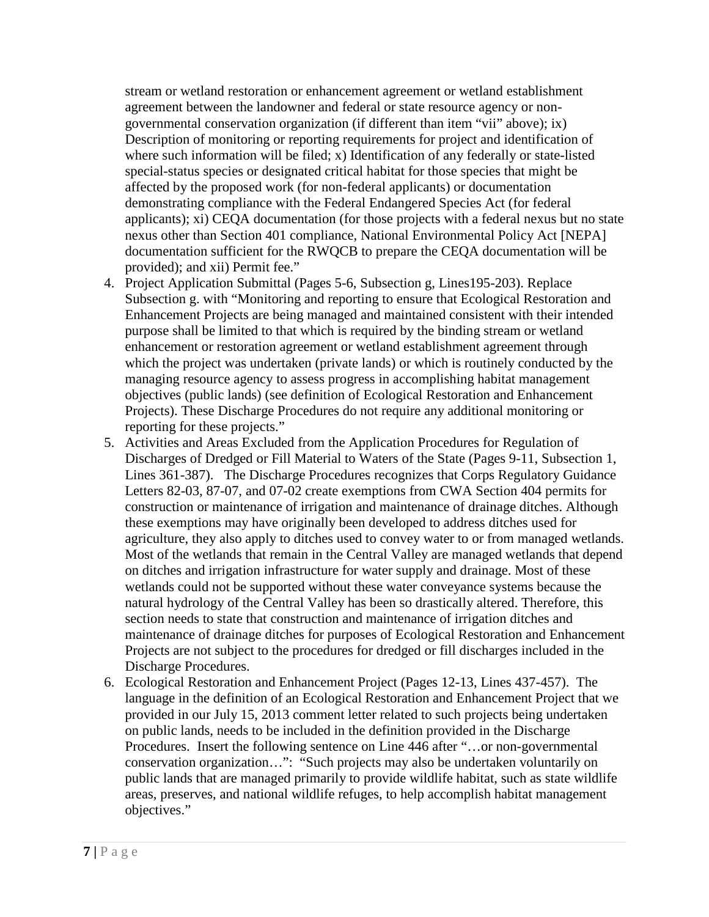stream or wetland restoration or enhancement agreement or wetland establishment agreement between the landowner and federal or state resource agency or non-governmental conservation organization (if different than item "vii" above); ix) Description of monitoring or reporting requirements for project and identification of where such information will be filed; x) Identification of any federally or state-listed special-status species or designated critical habitat for those species that might be affected by the proposed work (for non-federal applicants) or documentation demonstrating compliance with the Federal Endangered Species Act (for federal applicants); xi) CEQA documentation (for those projects with a federal nexus but no state nexus other than Section 401 compliance, National Environmental Policy Act [NEPA] documentation sufficient for the RWQCB to prepare the CEQA documentation will be provided); and xii) Permit fee."

4. Project Application Submittal (Pages 5-6, Subsection g, Lines195-203). Replace Subsection g. with "Monitoring and reporting to ensure that Ecological Restoration and Enhancement Projects are being managed and maintained consistent with their intended purpose shall be limited to that which is required by the binding stream or wetland enhancement or restoration agreement or wetland establishment agreement through which the project was undertaken (private lands) or which is routinely conducted by the managing resource agency to assess progress in accomplishing habitat management objectives (public lands) (see definition of Ecological Restoration and Enhancement Projects). These Discharge Procedures do not require any additional monitoring or reporting for these projects."
5. Activities and Areas Excluded from the Application Procedures for Regulation of Discharges of Dredged or Fill Material to Waters of the State (Pages 9-11, Subsection 1, Lines 361-387). The Discharge Procedures recognizes that Corps Regulatory Guidance Letters 82-03, 87-07, and 07-02 create exemptions from CWA Section 404 permits for construction or maintenance of irrigation and maintenance of drainage ditches. Although these exemptions may have originally been developed to address ditches used for agriculture, they also apply to ditches used to convey water to or from managed wetlands. Most of the wetlands that remain in the Central Valley are managed wetlands that depend on ditches and irrigation infrastructure for water supply and drainage. Most of these wetlands could not be supported without these water conveyance systems because the natural hydrology of the Central Valley has been so drastically altered. Therefore, this section needs to state that construction and maintenance of irrigation ditches and maintenance of drainage ditches for purposes of Ecological Restoration and Enhancement Projects are not subject to the procedures for dredged or fill discharges included in the Discharge Procedures.
6. Ecological Restoration and Enhancement Project (Pages 12-13, Lines 437-457). The language in the definition of an Ecological Restoration and Enhancement Project that we provided in our July 15, 2013 comment letter related to such projects being undertaken on public lands, needs to be included in the definition provided in the Discharge Procedures. Insert the following sentence on Line 446 after "…or non-governmental conservation organization…": "Such projects may also be undertaken voluntarily on public lands that are managed primarily to provide wildlife habitat, such as state wildlife areas, preserves, and national wildlife refuges, to help accomplish habitat management objectives."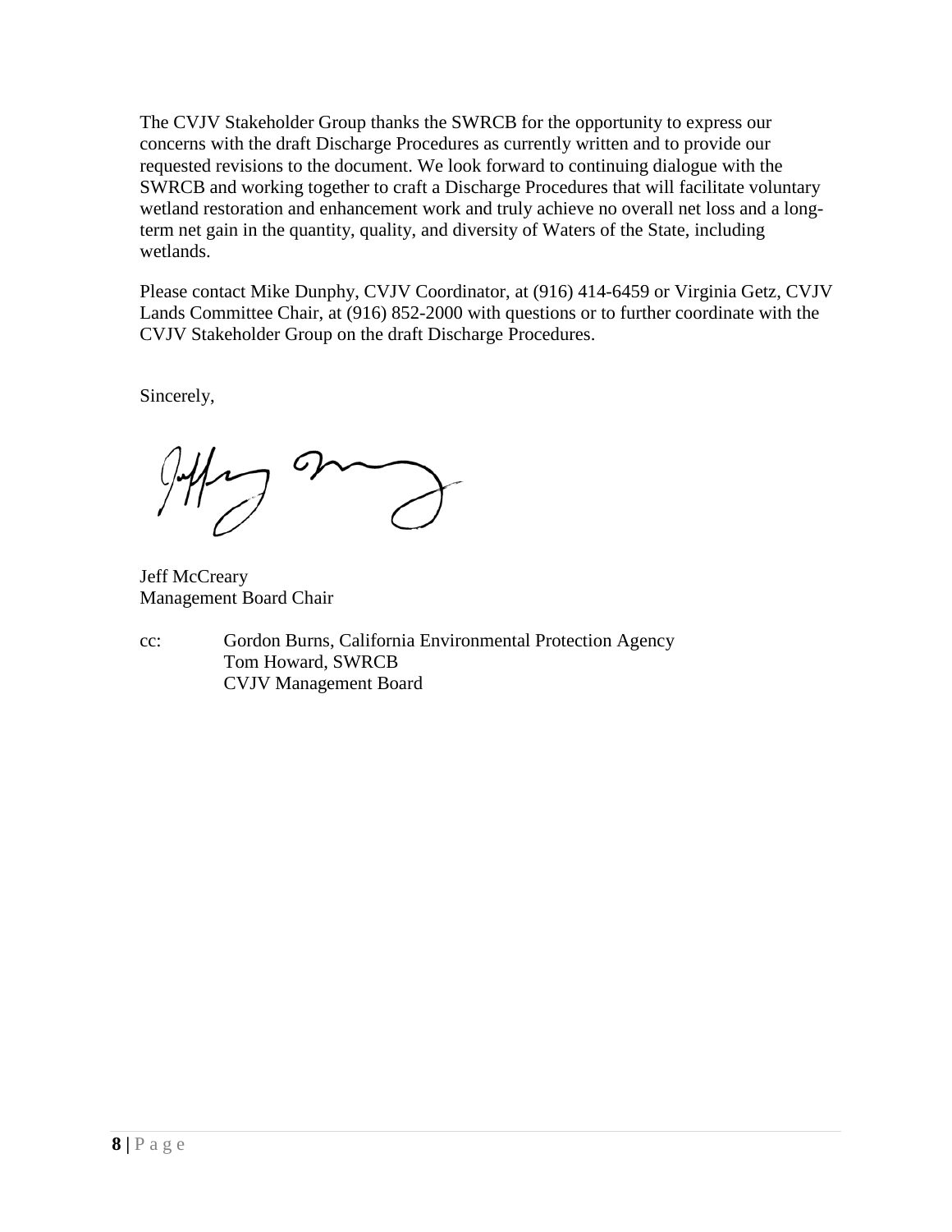The CVJV Stakeholder Group thanks the SWRCB for the opportunity to express our concerns with the draft Discharge Procedures as currently written and to provide our requested revisions to the document. We look forward to continuing dialogue with the SWRCB and working together to craft a Discharge Procedures that will facilitate voluntary wetland restoration and enhancement work and truly achieve no overall net loss and a long-term net gain in the quantity, quality, and diversity of Waters of the State, including wetlands.

Please contact Mike Dunphy, CVJV Coordinator, at (916) 414-6459 or Virginia Getz, CVJV Lands Committee Chair, at (916) 852-2000 with questions or to further coordinate with the CVJV Stakeholder Group on the draft Discharge Procedures.

Sincerely,

Jeff McCreary
Management Board Chair

cc: Gordon Burns, California Environmental Protection Agency
Tom Howard, SWRCB
CVJV Management Board